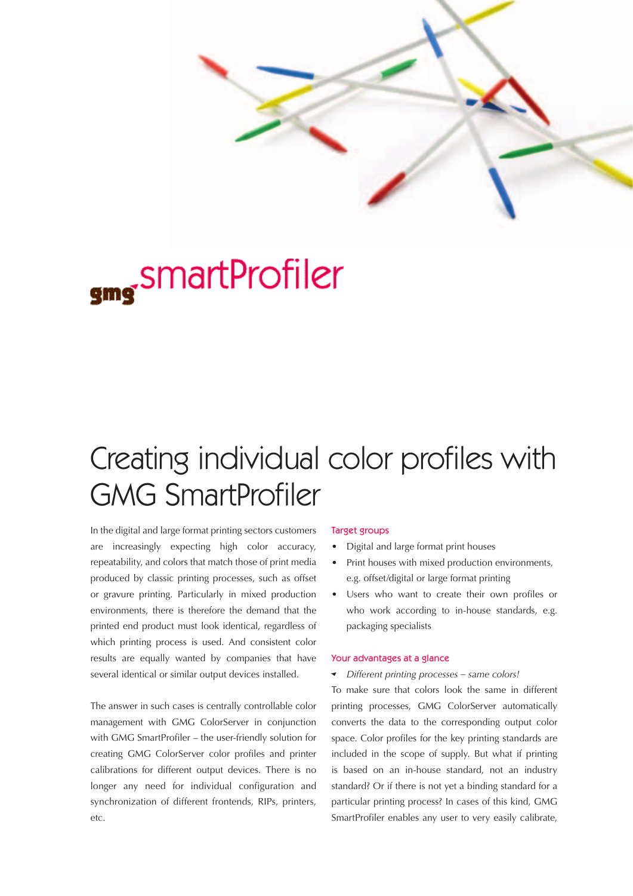gmg smartProfiler

# Creating individual color profiles with GMG SmartProfiler

In the digital and large format printing sectors customers are increasingly expecting high color accuracy, repeatability, and colors that match those of print media produced by classic printing processes, such as offset or gravure printing. Particularly in mixed production environments, there is therefore the demand that the printed end product must look identical, regardless of which printing process is used. And consistent color results are equally wanted by companies that have several identical or similar output devices installed.

The answer in such cases is centrally controllable color management with GMG ColorServer in conjunction with GMG SmartProfiler – the user-friendly solution for creating GMG ColorServer color profiles and printer calibrations for different output devices. There is no longer any need for individual configuration and synchronization of different frontends, RIPs, printers, etc.

## Target groups

- Digital and large format print houses
- Print houses with mixed production environments, e.g. offset/digital or large format printing
- Users who want to create their own profiles or who work according to in-house standards, e.g. packaging specialists

## Your advantages at a glance

- *Different printing processes – same colors!*

To make sure that colors look the same in different printing processes, GMG ColorServer automatically converts the data to the corresponding output color space. Color profiles for the key printing standards are included in the scope of supply. But what if printing is based on an in-house standard, not an industry standard? Or if there is not yet a binding standard for a particular printing process? In cases of this kind, GMG SmartProfiler enables any user to very easily calibrate,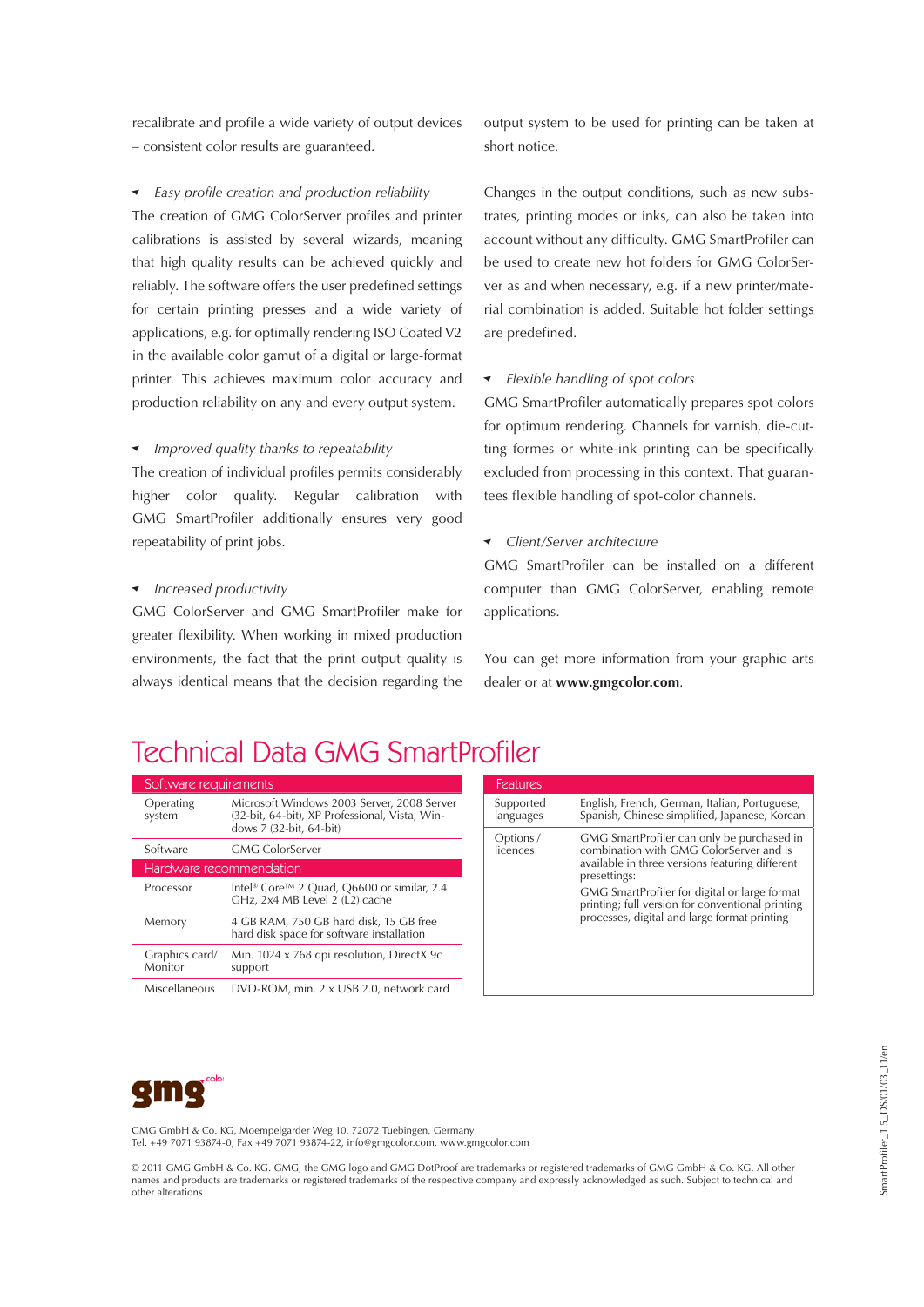recalibrate and profile a wide variety of output devices – consistent color results are guaranteed.

- *Easy profile creation and production reliability*

The creation of GMG ColorServer profiles and printer calibrations is assisted by several wizards, meaning that high quality results can be achieved quickly and reliably. The software offers the user predefined settings for certain printing presses and a wide variety of applications, e.g. for optimally rendering ISO Coated V2 in the available color gamut of a digital or large-format printer. This achieves maximum color accuracy and production reliability on any and every output system.

- *Improved quality thanks to repeatability*

The creation of individual profiles permits considerably higher color quality. Regular calibration with GMG SmartProfiler additionally ensures very good repeatability of print jobs.

- *Increased productivity*

GMG ColorServer and GMG SmartProfiler make for greater flexibility. When working in mixed production environments, the fact that the print output quality is always identical means that the decision regarding the output system to be used for printing can be taken at short notice.

Changes in the output conditions, such as new substrates, printing modes or inks, can also be taken into account without any difficulty. GMG SmartProfiler can be used to create new hot folders for GMG ColorServer as and when necessary, e.g. if a new printer/material combination is added. Suitable hot folder settings are predefined.

- *Flexible handling of spot colors*

GMG SmartProfiler automatically prepares spot colors for optimum rendering. Channels for varnish, die-cutting formes or white-ink printing can be specifically excluded from processing in this context. That guarantees flexible handling of spot-color channels.

- *Client/Server architecture*

GMG SmartProfiler can be installed on a different computer than GMG ColorServer, enabling remote applications.

You can get more information from your graphic arts dealer or at **www.gmgcolor.com**.

# Technical Data GMG SmartProfiler

| Software requirements | |
|---|---|
| Operating system | Microsoft Windows 2003 Server, 2008 Server (32-bit, 64-bit), XP Professional, Vista, Windows 7 (32-bit, 64-bit) |
| Software | GMG ColorServer |
| **Hardware recommendation** | |
| Processor | Intel® Core™ 2 Quad, Q6600 or similar, 2.4 GHz, 2x4 MB Level 2 (L2) cache |
| Memory | 4 GB RAM, 750 GB hard disk, 15 GB free hard disk space for software installation |
| Graphics card/ Monitor | Min. 1024 x 768 dpi resolution, DirectX 9c support |
| Miscellaneous | DVD-ROM, min. 2 x USB 2.0, network card |

| Features | |
|---|---|
| Supported languages | English, French, German, Italian, Portuguese, Spanish, Chinese simplified, Japanese, Korean |
| Options / licences | GMG SmartProfiler can only be purchased in combination with GMG ColorServer and is available in three versions featuring different presettings:<br>GMG SmartProfiler for digital or large format printing; full version for conventional printing processes, digital and large format printing |

GMG GmbH & Co. KG, Moempelgarder Weg 10, 72072 Tuebingen, Germany
Tel. +49 7071 93874-0, Fax +49 7071 93874-22, info@gmgcolor.com, www.gmgcolor.com

© 2011 GMG GmbH & Co. KG. GMG, the GMG logo and GMG DotProof are trademarks or registered trademarks of GMG GmbH & Co. KG. All other names and products are trademarks or registered trademarks of the respective company and expressly acknowledged as such. Subject to technical and other alterations.

SmartProfiler_1.5_DS/01/03_11/en